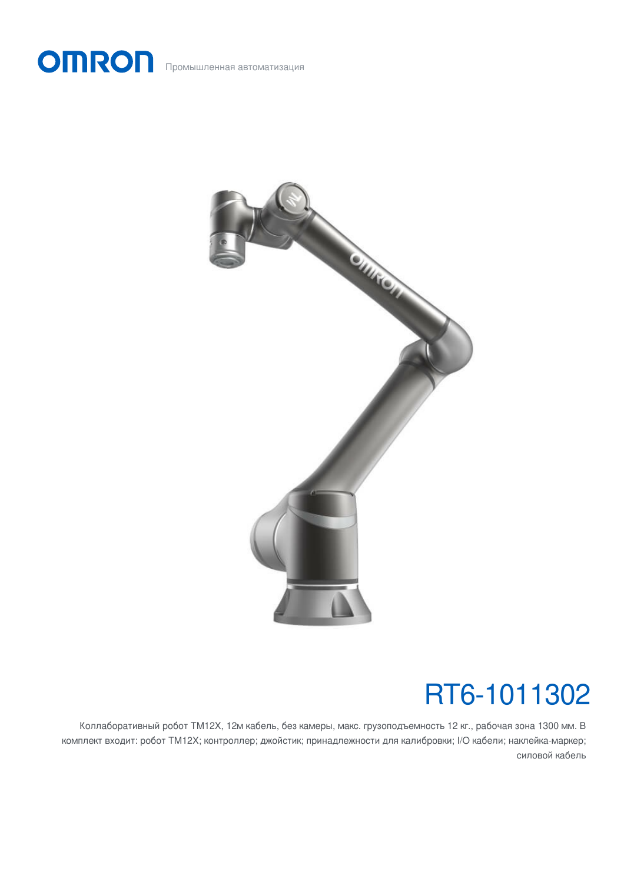OMRON Промышленная автоматизация

# RT6-1011302

Коллаборативный робот TM12X, 12м кабель, без камеры, макс. грузоподъемность 12 кг., рабочая зона 1300 мм. В комплект входит: робот TM12X; контроллер; джойстик; принадлежности для калибровки; I/O кабели; наклейка-маркер; силовой кабель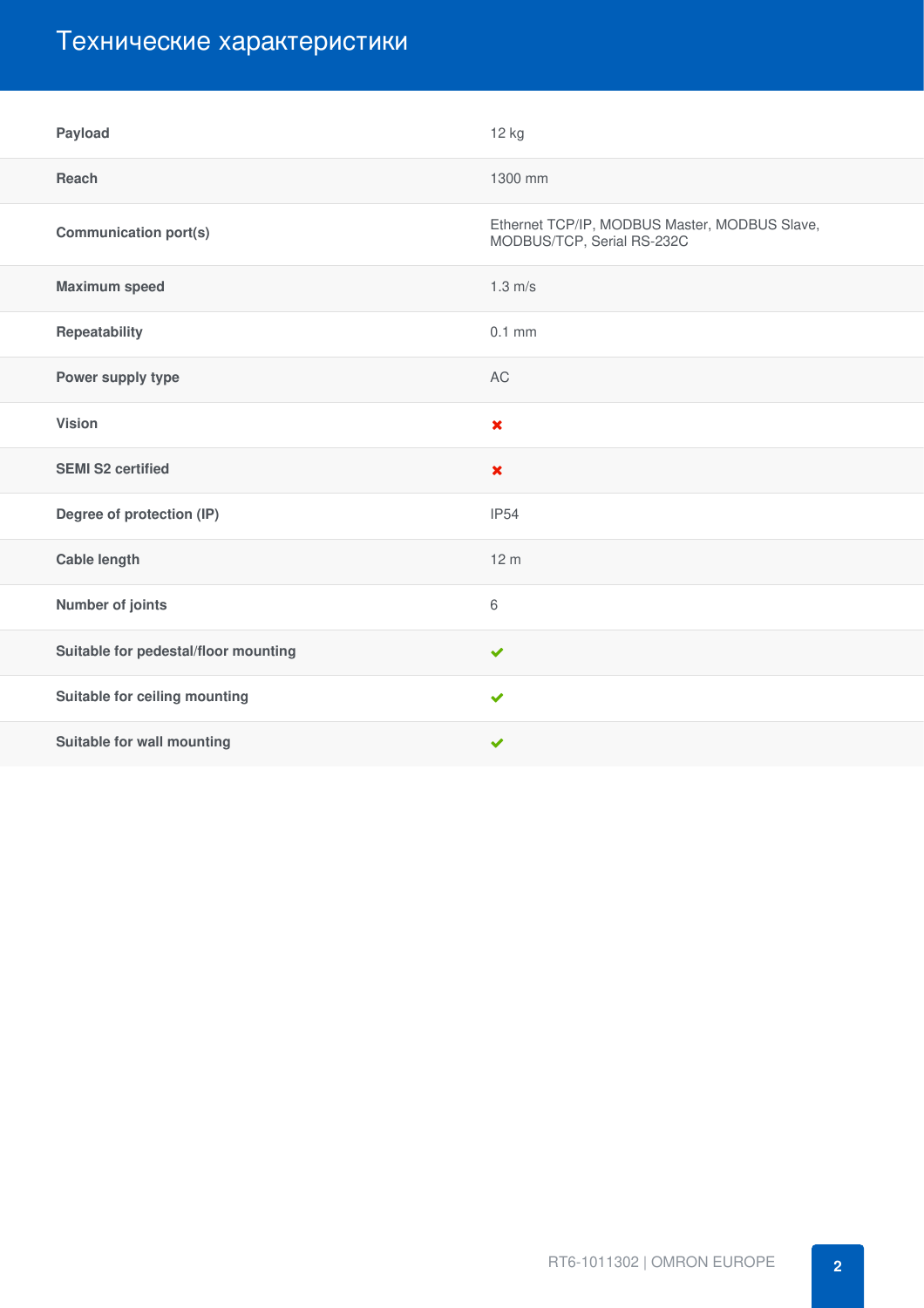# Технические характеристики

| | |
|---|---|
| **Payload** | 12 kg |
| **Reach** | 1300 mm |
| **Communication port(s)** | Ethernet TCP/IP, MODBUS Master, MODBUS Slave, MODBUS/TCP, Serial RS-232C |
| **Maximum speed** | 1.3 m/s |
| **Repeatability** | 0.1 mm |
| **Power supply type** | AC |
| **Vision** | ✖ |
| **SEMI S2 certified** | ✖ |
| **Degree of protection (IP)** | IP54 |
| **Cable length** | 12 m |
| **Number of joints** | 6 |
| **Suitable for pedestal/floor mounting** | ✔ |
| **Suitable for ceiling mounting** | ✔ |
| **Suitable for wall mounting** | ✔ |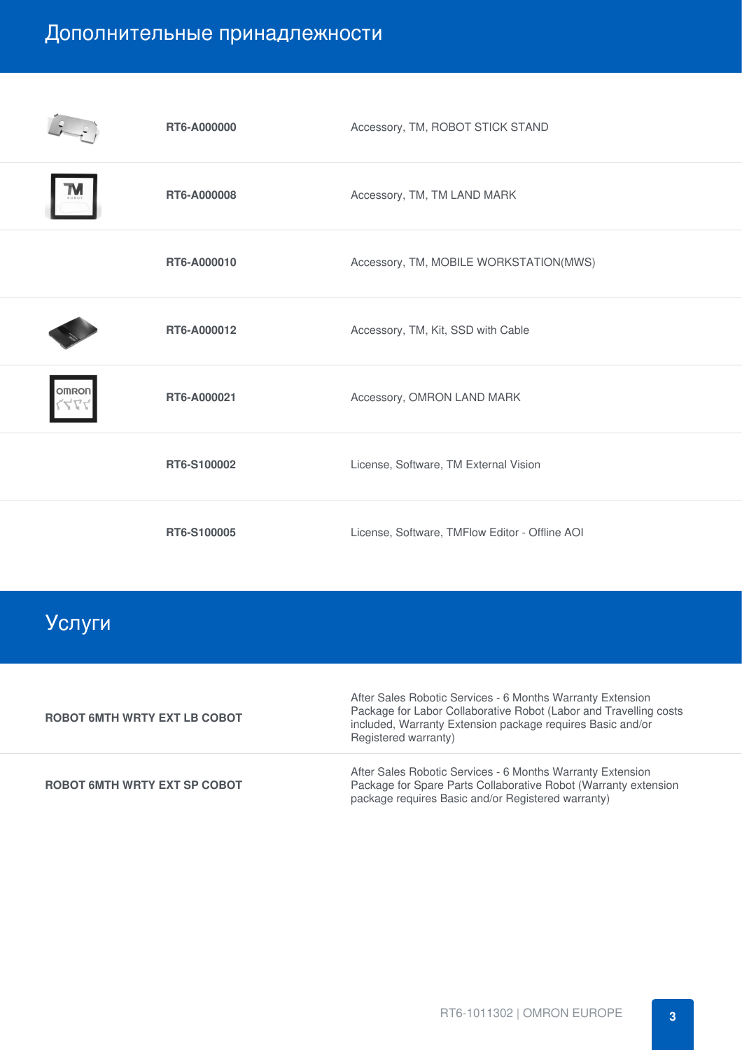## Дополнительные принадлежности

| | | |
|---|---|---|
| | **RT6-A000000** | Accessory, TM, ROBOT STICK STAND |
| | **RT6-A000008** | Accessory, TM, TM LAND MARK |
| | **RT6-A000010** | Accessory, TM, MOBILE WORKSTATION(MWS) |
| | **RT6-A000012** | Accessory, TM, Kit, SSD with Cable |
| | **RT6-A000021** | Accessory, OMRON LAND MARK |
| | **RT6-S100002** | License, Software, TM External Vision |
| | **RT6-S100005** | License, Software, TMFlow Editor - Offline AOI |

## Услуги

| | |
|---|---|
| **ROBOT 6MTH WRTY EXT LB COBOT** | After Sales Robotic Services - 6 Months Warranty Extension Package for Labor Collaborative Robot (Labor and Travelling costs included, Warranty Extension package requires Basic and/or Registered warranty) |
| **ROBOT 6MTH WRTY EXT SP COBOT** | After Sales Robotic Services - 6 Months Warranty Extension Package for Spare Parts Collaborative Robot (Warranty extension package requires Basic and/or Registered warranty) |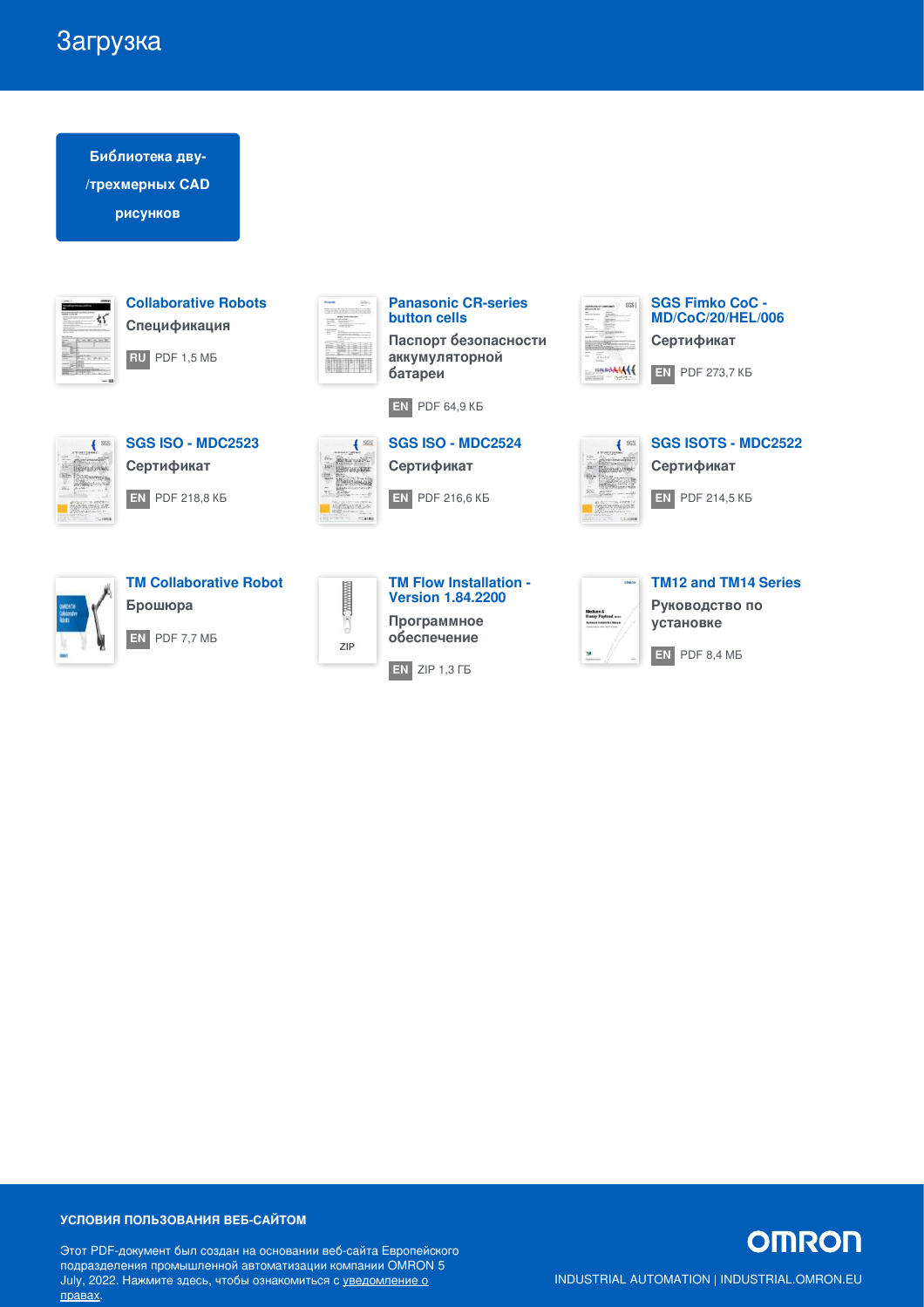# Загрузка

**Библиотека дву-/трехмерных CAD рисунков**

**Collaborative Robots**
Спецификация
RU PDF 1,5 МБ

**Panasonic CR-series button cells**
Паспорт безопасности аккумуляторной батареи
EN PDF 64,9 КБ

**SGS Fimko CoC - MD/CoC/20/HEL/006**
Сертификат
EN PDF 273,7 КБ

**SGS ISO - MDC2523**
Сертификат
EN PDF 218,8 КБ

**SGS ISO - MDC2524**
Сертификат
EN PDF 216,6 КБ

**SGS ISOTS - MDC2522**
Сертификат
EN PDF 214,5 КБ

**TM Collaborative Robot**
Брошюра
EN PDF 7,7 МБ

**TM Flow Installation - Version 1.84.2200**
Программное обеспечение
EN ZIP 1,3 ГБ

**TM12 and TM14 Series**
Руководство по установке
EN PDF 8,4 МБ

**УСЛОВИЯ ПОЛЬЗОВАНИЯ ВЕБ-САЙТОМ**

Этот PDF-документ был создан на основании веб-сайта Европейского подразделения промышленной автоматизации компании OMRON 5 July, 2022. Нажмите здесь, чтобы ознакомиться с уведомление о правах.

OMRON

INDUSTRIAL AUTOMATION | INDUSTRIAL.OMRON.EU